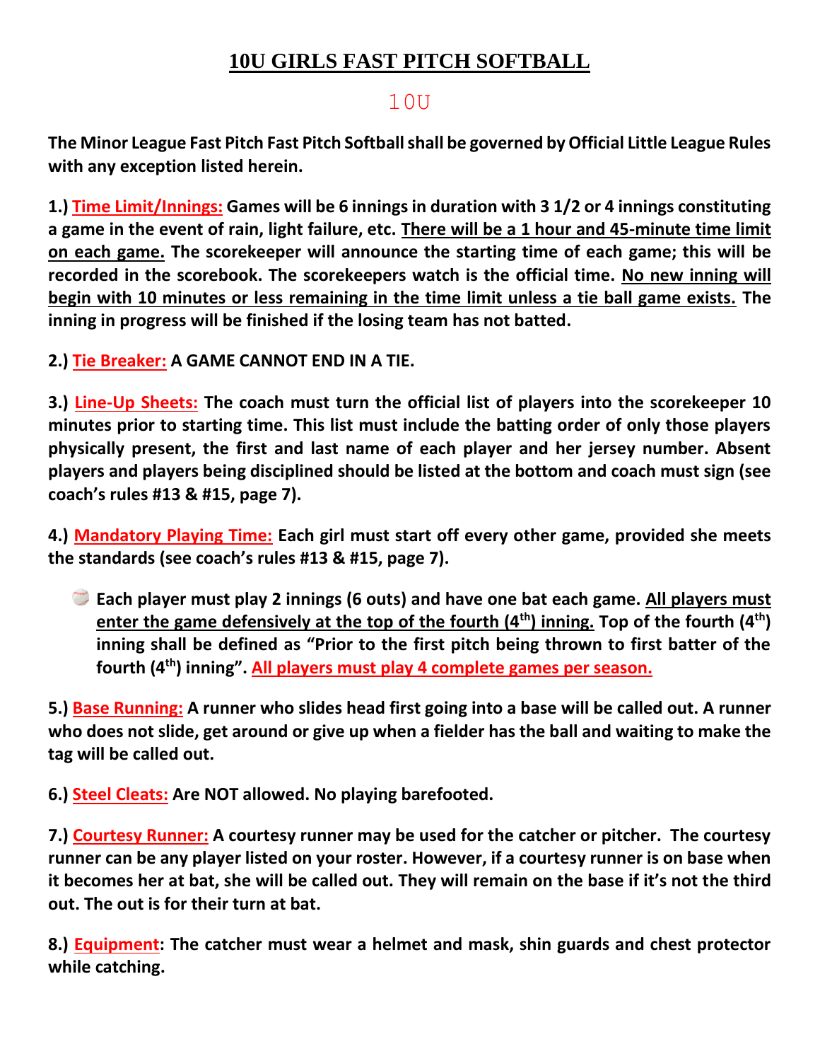# 10U GIRLS FAST PITCH SOFTBALL

## 10U

**The Minor League Fast Pitch Fast Pitch Softball shall be governed by Official Little League Rules with any exception listed herein.**

**1.) Time Limit/Innings: Games will be 6 innings in duration with 3 1/2 or 4 innings constituting a game in the event of rain, light failure, etc. There will be a 1 hour and 45-minute time limit on each game. The scorekeeper will announce the starting time of each game; this will be recorded in the scorebook. The scorekeepers watch is the official time. No new inning will begin with 10 minutes or less remaining in the time limit unless a tie ball game exists. The inning in progress will be finished if the losing team has not batted.**

**2.) Tie Breaker: A GAME CANNOT END IN A TIE.**

**3.) Line-Up Sheets: The coach must turn the official list of players into the scorekeeper 10 minutes prior to starting time. This list must include the batting order of only those players physically present, the first and last name of each player and her jersey number. Absent players and players being disciplined should be listed at the bottom and coach must sign (see coach's rules #13 & #15, page 7).**

**4.) Mandatory Playing Time: Each girl must start off every other game, provided she meets the standards (see coach's rules #13 & #15, page 7).**

- **Each player must play 2 innings (6 outs) and have one bat each game. All players must enter the game defensively at the top of the fourth (4th) inning. Top of the fourth (4th) inning shall be defined as "Prior to the first pitch being thrown to first batter of the fourth (4th) inning". All players must play 4 complete games per season.**

**5.) Base Running: A runner who slides head first going into a base will be called out. A runner who does not slide, get around or give up when a fielder has the ball and waiting to make the tag will be called out.**

**6.) Steel Cleats: Are NOT allowed. No playing barefooted.**

**7.) Courtesy Runner: A courtesy runner may be used for the catcher or pitcher. The courtesy runner can be any player listed on your roster. However, if a courtesy runner is on base when it becomes her at bat, she will be called out. They will remain on the base if it's not the third out. The out is for their turn at bat.**

**8.) Equipment: The catcher must wear a helmet and mask, shin guards and chest protector while catching.**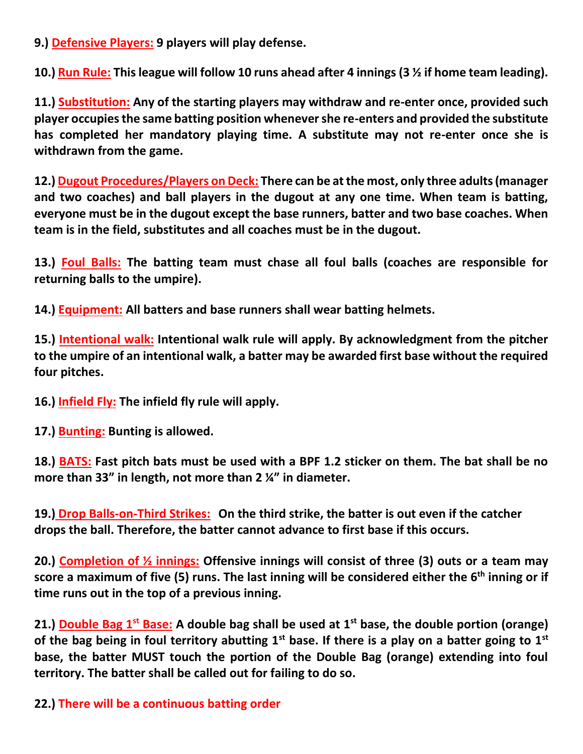**9.) Defensive Players: 9 players will play defense.**

**10.) Run Rule: This league will follow 10 runs ahead after 4 innings (3 ½ if home team leading).**

**11.) Substitution: Any of the starting players may withdraw and re-enter once, provided such player occupies the same batting position whenever she re-enters and provided the substitute has completed her mandatory playing time. A substitute may not re-enter once she is withdrawn from the game.**

**12.) Dugout Procedures/Players on Deck: There can be at the most, only three adults (manager and two coaches) and ball players in the dugout at any one time. When team is batting, everyone must be in the dugout except the base runners, batter and two base coaches. When team is in the field, substitutes and all coaches must be in the dugout.**

**13.) Foul Balls: The batting team must chase all foul balls (coaches are responsible for returning balls to the umpire).**

**14.) Equipment: All batters and base runners shall wear batting helmets.**

**15.) Intentional walk: Intentional walk rule will apply. By acknowledgment from the pitcher to the umpire of an intentional walk, a batter may be awarded first base without the required four pitches.**

**16.) Infield Fly: The infield fly rule will apply.**

**17.) Bunting: Bunting is allowed.**

**18.) BATS: Fast pitch bats must be used with a BPF 1.2 sticker on them. The bat shall be no more than 33" in length, not more than 2 ¼" in diameter.**

**19.) Drop Balls-on-Third Strikes: On the third strike, the batter is out even if the catcher drops the ball. Therefore, the batter cannot advance to first base if this occurs.**

**20.) Completion of ½ innings: Offensive innings will consist of three (3) outs or a team may score a maximum of five (5) runs. The last inning will be considered either the 6th inning or if time runs out in the top of a previous inning.**

**21.) Double Bag 1st Base: A double bag shall be used at 1st base, the double portion (orange) of the bag being in foul territory abutting 1st base. If there is a play on a batter going to 1st base, the batter MUST touch the portion of the Double Bag (orange) extending into foul territory. The batter shall be called out for failing to do so.**

**22.) There will be a continuous batting order**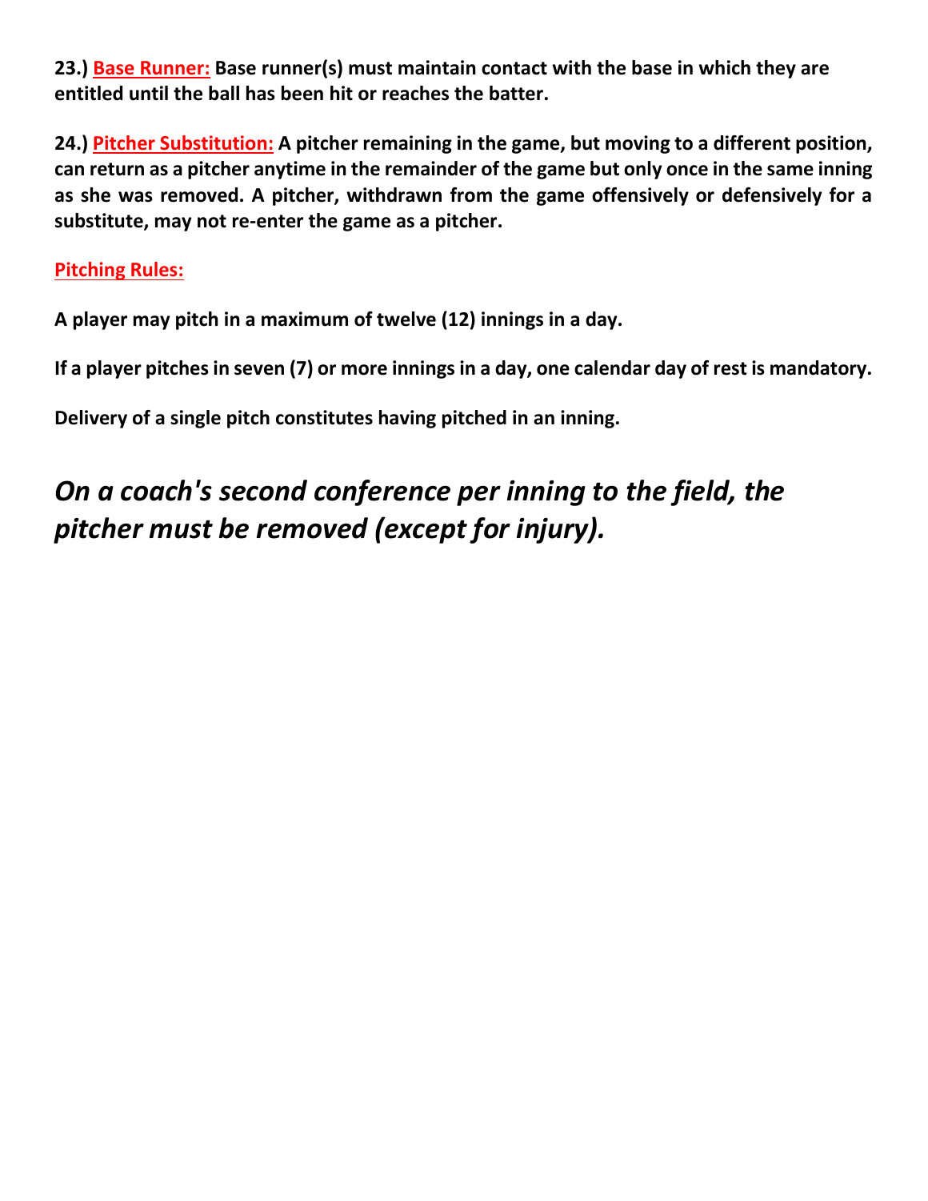**23.) Base Runner: Base runner(s) must maintain contact with the base in which they are entitled until the ball has been hit or reaches the batter.**

**24.) Pitcher Substitution: A pitcher remaining in the game, but moving to a different position, can return as a pitcher anytime in the remainder of the game but only once in the same inning as she was removed. A pitcher, withdrawn from the game offensively or defensively for a substitute, may not re-enter the game as a pitcher.**

**Pitching Rules:**

**A player may pitch in a maximum of twelve (12) innings in a day.**

**If a player pitches in seven (7) or more innings in a day, one calendar day of rest is mandatory.**

**Delivery of a single pitch constitutes having pitched in an inning.**

***On a coach's second conference per inning to the field, the pitcher must be removed (except for injury).***